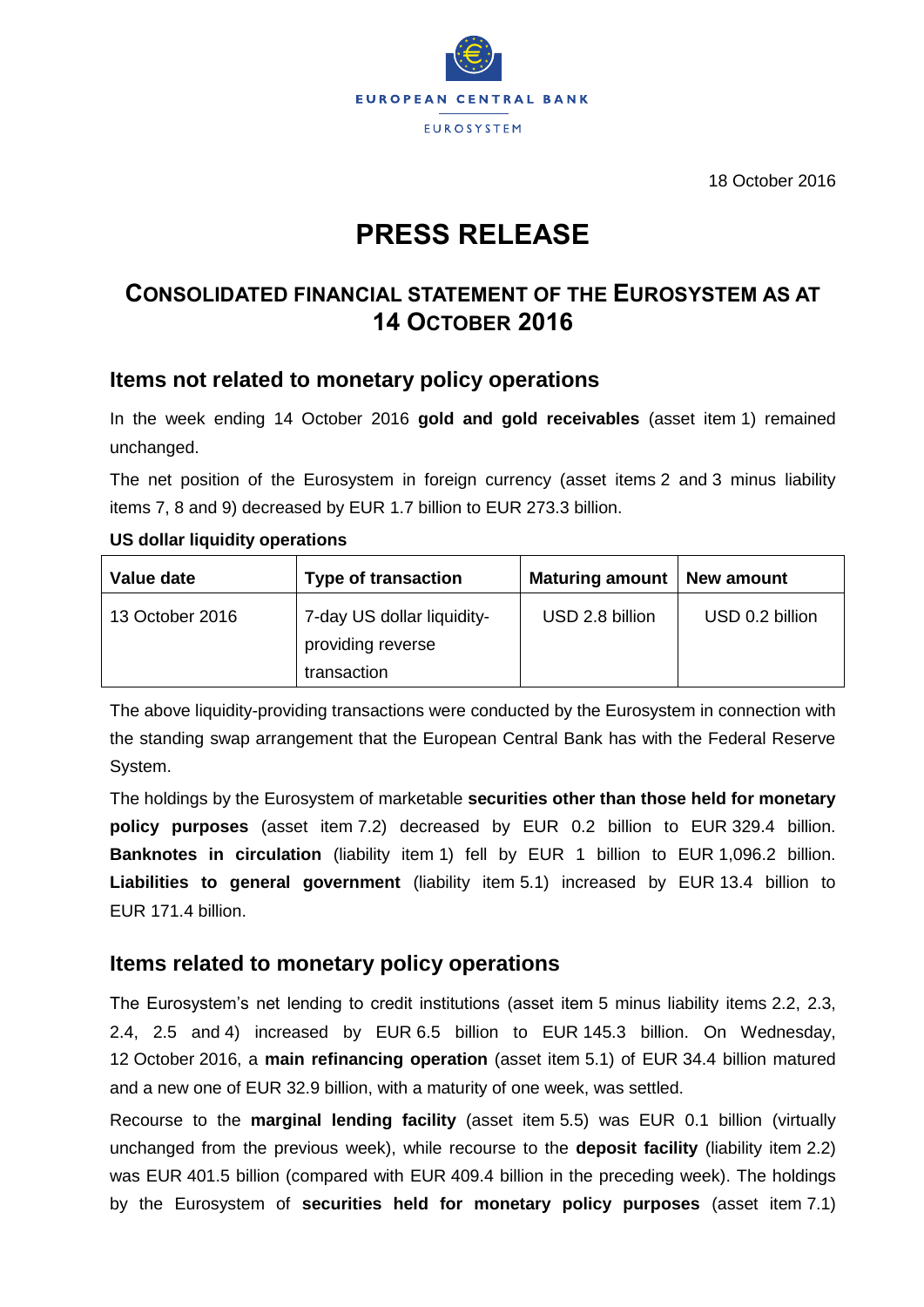EUROPEAN CENTRAL BANK

EUROSYSTEM

18 October 2016

# PRESS RELEASE

## CONSOLIDATED FINANCIAL STATEMENT OF THE EUROSYSTEM AS AT 14 OCTOBER 2016

### Items not related to monetary policy operations

In the week ending 14 October 2016 **gold and gold receivables** (asset item 1) remained unchanged.

The net position of the Eurosystem in foreign currency (asset items 2 and 3 minus liability items 7, 8 and 9) decreased by EUR 1.7 billion to EUR 273.3 billion.

**US dollar liquidity operations**

| Value date | Type of transaction | Maturing amount | New amount |
|---|---|---|---|
| 13 October 2016 | 7-day US dollar liquidity-providing reverse transaction | USD 2.8 billion | USD 0.2 billion |

The above liquidity-providing transactions were conducted by the Eurosystem in connection with the standing swap arrangement that the European Central Bank has with the Federal Reserve System.

The holdings by the Eurosystem of marketable **securities other than those held for monetary policy purposes** (asset item 7.2) decreased by EUR 0.2 billion to EUR 329.4 billion. **Banknotes in circulation** (liability item 1) fell by EUR 1 billion to EUR 1,096.2 billion. **Liabilities to general government** (liability item 5.1) increased by EUR 13.4 billion to EUR 171.4 billion.

### Items related to monetary policy operations

The Eurosystem's net lending to credit institutions (asset item 5 minus liability items 2.2, 2.3, 2.4, 2.5 and 4) increased by EUR 6.5 billion to EUR 145.3 billion. On Wednesday, 12 October 2016, a **main refinancing operation** (asset item 5.1) of EUR 34.4 billion matured and a new one of EUR 32.9 billion, with a maturity of one week, was settled.

Recourse to the **marginal lending facility** (asset item 5.5) was EUR 0.1 billion (virtually unchanged from the previous week), while recourse to the **deposit facility** (liability item 2.2) was EUR 401.5 billion (compared with EUR 409.4 billion in the preceding week). The holdings by the Eurosystem of **securities held for monetary policy purposes** (asset item 7.1)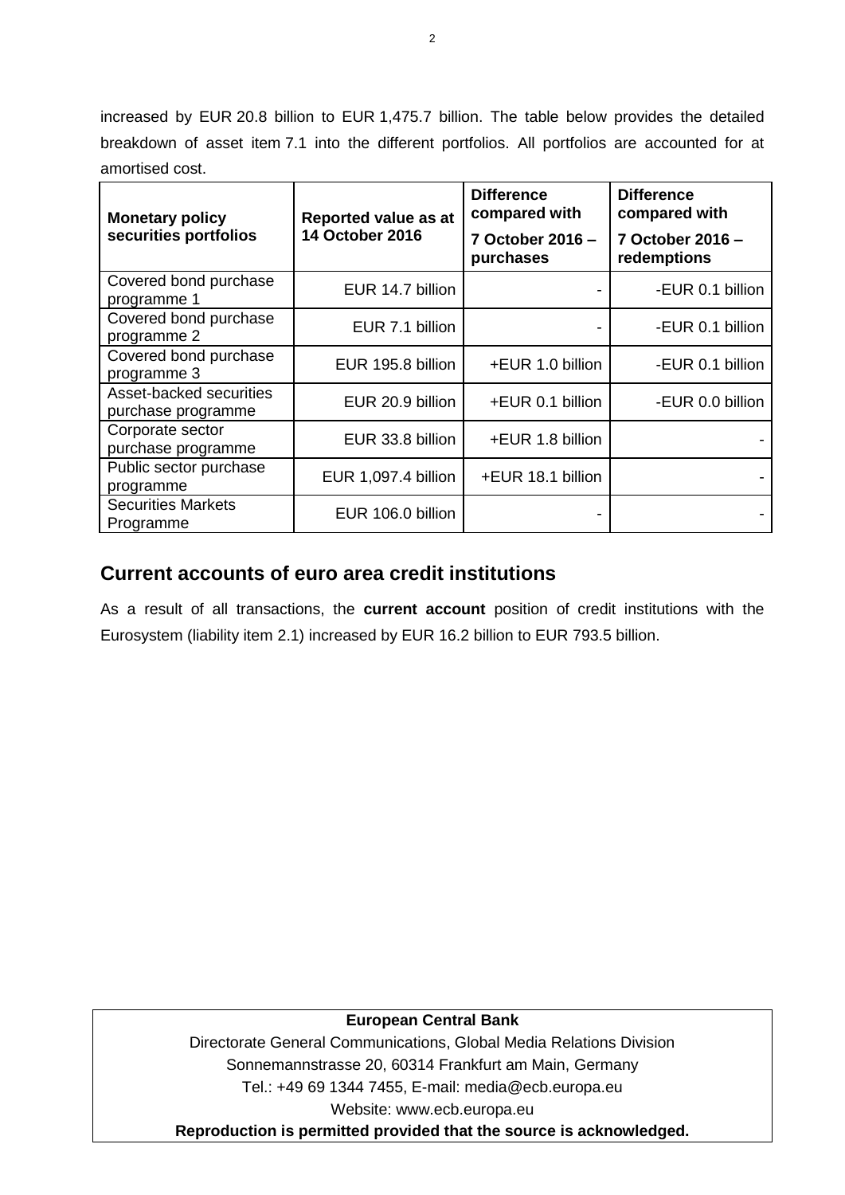increased by EUR 20.8 billion to EUR 1,475.7 billion. The table below provides the detailed breakdown of asset item 7.1 into the different portfolios. All portfolios are accounted for at amortised cost.

| Monetary policy securities portfolios | Reported value as at 14 October 2016 | Difference compared with 7 October 2016 – purchases | Difference compared with 7 October 2016 – redemptions |
|---|---|---|---|
| Covered bond purchase programme 1 | EUR 14.7 billion | - | -EUR 0.1 billion |
| Covered bond purchase programme 2 | EUR 7.1 billion | - | -EUR 0.1 billion |
| Covered bond purchase programme 3 | EUR 195.8 billion | +EUR 1.0 billion | -EUR 0.1 billion |
| Asset-backed securities purchase programme | EUR 20.9 billion | +EUR 0.1 billion | -EUR 0.0 billion |
| Corporate sector purchase programme | EUR 33.8 billion | +EUR 1.8 billion | - |
| Public sector purchase programme | EUR 1,097.4 billion | +EUR 18.1 billion | - |
| Securities Markets Programme | EUR 106.0 billion | - | - |

## Current accounts of euro area credit institutions

As a result of all transactions, the **current account** position of credit institutions with the Eurosystem (liability item 2.1) increased by EUR 16.2 billion to EUR 793.5 billion.

**European Central Bank**

Directorate General Communications, Global Media Relations Division

Sonnemannstrasse 20, 60314 Frankfurt am Main, Germany

Tel.: +49 69 1344 7455, E-mail: media@ecb.europa.eu

Website: www.ecb.europa.eu

**Reproduction is permitted provided that the source is acknowledged.**